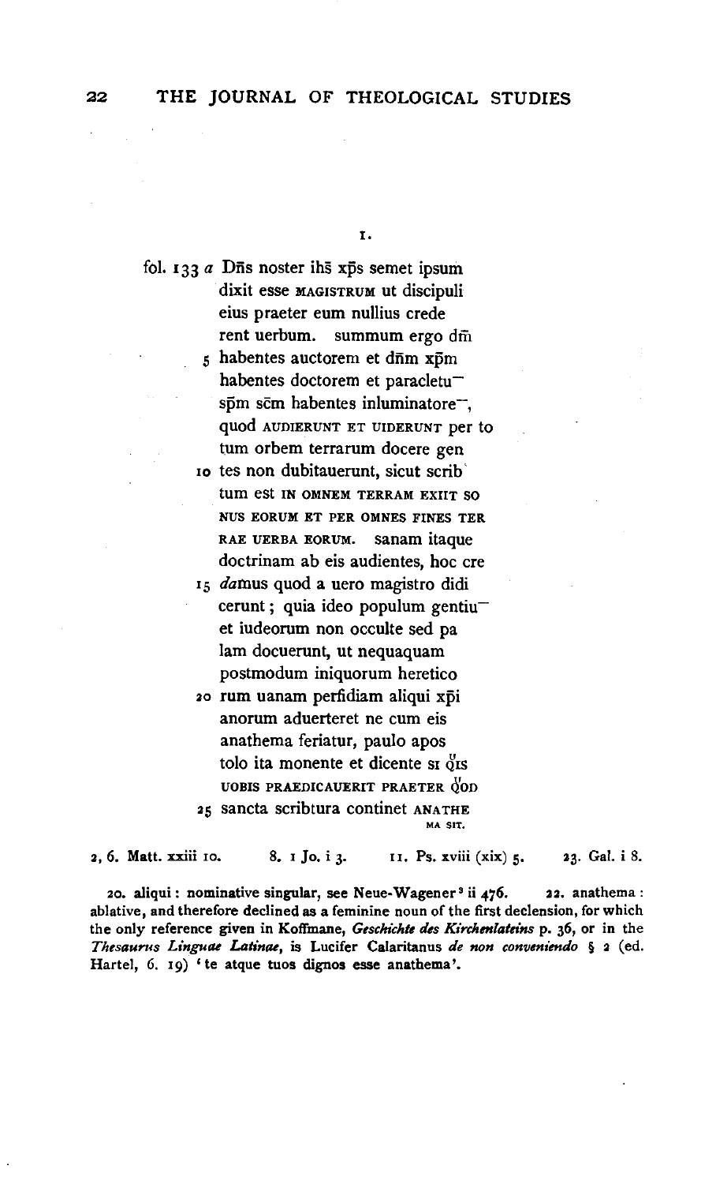I.

fol. 133 *a* Dn̄s noster ihs̄ xp̄s semet ipsum
dixit esse MAGISTRUM ut discipuli
eius praeter eum nullius crede
rent uerbum. summum ergo dm̄
5 habentes auctorem et dn̄m xp̄m
habentes doctorem et paracletu¯
sp̄m sc̄m habentes inluminatore¯,
quod AUDIERUNT ET UIDERUNT per to
tum orbem terrarum docere gen
10 tes non dubitauerunt, sicut scrib
tum est IN OMNEM TERRAM EXIIT SO
NUS EORUM ET PER OMNES FINES TER
RAE UERBA EORUM. sanam itaque
doctrinam ab eis audientes, hoc cre
15 *da*mus quod a uero magistro didi
cerunt; quia ideo populum gentiu¯
et iudeorum non occulte sed pa
lam docuerunt, ut nequaquam
postmodum iniquorum heretico
20 rum uanam perfidiam aliqui xp̄i
anorum aduerteret ne cum eis
anathema feriatur, paulo apos
tolo ita monente et dicente SI Q̊IS
UOBIS PRAEDICAUERIT PRAETER Q̊OD
25 sancta scribtura continet ANATHE
MA SIT.

2, 6. Matt. xxiii 10. 8. 1 Jo. i 3. 11. Ps. xviii (xix) 5. 23. Gal. i 8.

20. aliqui: nominative singular, see Neue-Wagener[3] ii 476. 22. anathema: ablative, and therefore declined as a feminine noun of the first declension, for which the only reference given in Koffmane, *Geschichte des Kirchenlateins* p. 36, or in the *Thesaurus Linguae Latinae*, is Lucifer Calaritanus *de non conveniendo* § 2 (ed. Hartel, 6. 19) 'te atque tuos dignos esse anathema'.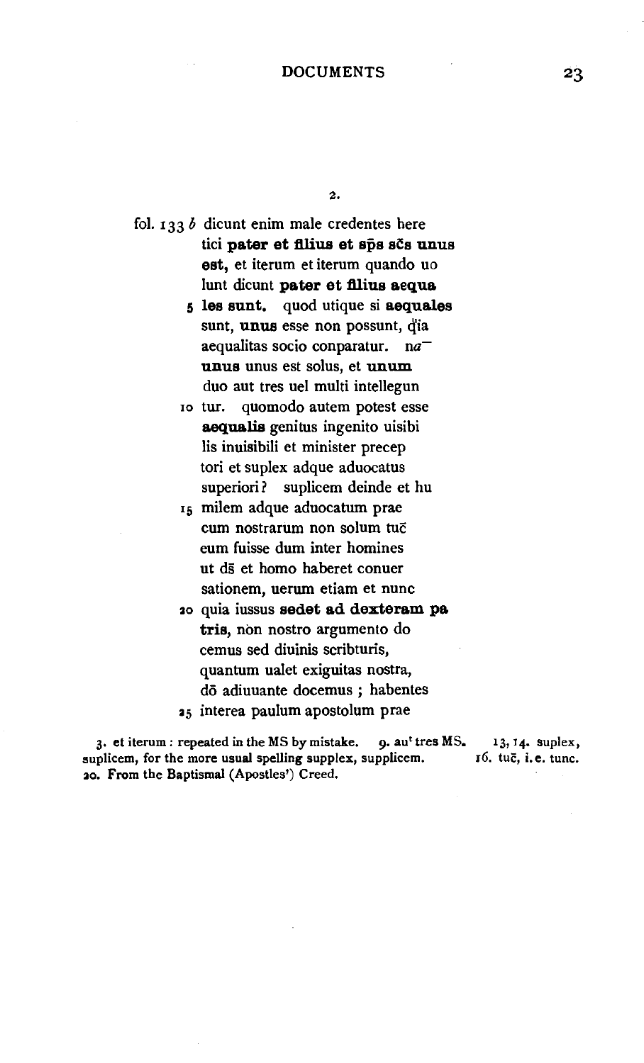2.

fol. 133 *b* dicunt enim male credentes here
tici **pater et filius et sp̄s sc̄s unus**
**est,** et iterum et iterum quando uo
lunt dicunt **pater et filius aequa**
5 **les sunt.** quod utique si **aequales**
sunt, **unus** esse non possunt, q̄ia
aequalitas socio conparatur. na¯
**unus** unus est solus, et **unum**
duo aut tres uel multi intellegun
10 tur. quomodo autem potest esse
**aequalis** genitus ingenito uisibi
lis inuisibili et minister precep
tori et suplex adque aduocatus
superiori? suplicem deinde et hu
15 milem adque aduocatum prae
cum nostrarum non solum tuc̄
eum fuisse dum inter homines
ut ds̄ et homo haberet conuer
sationem, uerum etiam et nunc
20 quia iussus **sedet ad dexteram pa**
**tris,** non nostro argumento do
cemus sed diuinis scribturis,
quantum ualet exiguitas nostra,
dō adiuuante docemus; habentes
25 interea paulum apostolum prae

3. et iterum: repeated in the MS by mistake. 9. au^t tres MS. 13, 14. suplex, suplicem, for the more usual spelling supplex, supplicem. 16. tuc̄, i.e. tunc. 20. From the Baptismal (Apostles') Creed.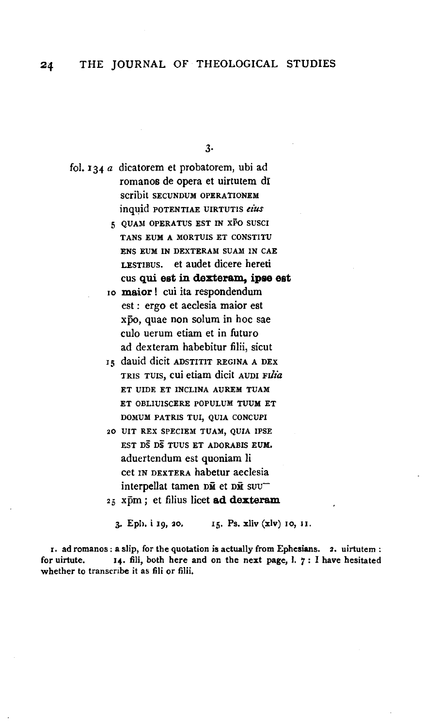3.

fol. 134 *a* dicatorem et probatorem, ubi ad
romanos de opera et uirtutem dī
scribit SECUNDUM OPERATIONEM
inquid POTENTIAE UIRTUTIS *eius*
5 QUAM OPERATUS EST IN XP̄O SUSCI
TANS EUM A MORTUIS ET CONSTITU
ENS EUM IN DEXTERAM SUAM IN CAE
LESTIBUS. et audet dicere hereti
cus **qui est in dexteram, ipse est**
10 **maior**! cui ita respondendum
est: ergo et aeclesia maior est
xp̄o, quae non solum in hoc sae
culo uerum etiam et in futuro
ad dexteram habebitur filii, sicut
15 dauid dicit ADSTITIT REGINA A DEX
TRIS TUIS, cui etiam dicit AUDI FI*lia*
ET UIDE ET INCLINA AUREM TUAM
ET OBLIUISCERE POPULUM TUUM ET
DOMUM PATRIS TUI, QUIA CONCUPI
20 UIT REX SPECIEM TUAM, QUIA IPSE
EST DS̄ DS̄ TUUS ET ADORABIS EUM.
aduertendum est quoniam li
cet IN DEXTERA habetur aeclesia
interpellat tamen DM̄ et DM̄ SUU¯
25 xp̄m; et filius licet **ad dexteram**

3. Eph. i 19, 20. 15. Ps. xliv (xlv) 10, 11.

1. ad romanos: a slip, for the quotation is actually from Ephesians. 2. uirtutem: for uirtute. 14. fili, both here and on the next page, l. 7: I have hesitated whether to transcribe it as fili or filii.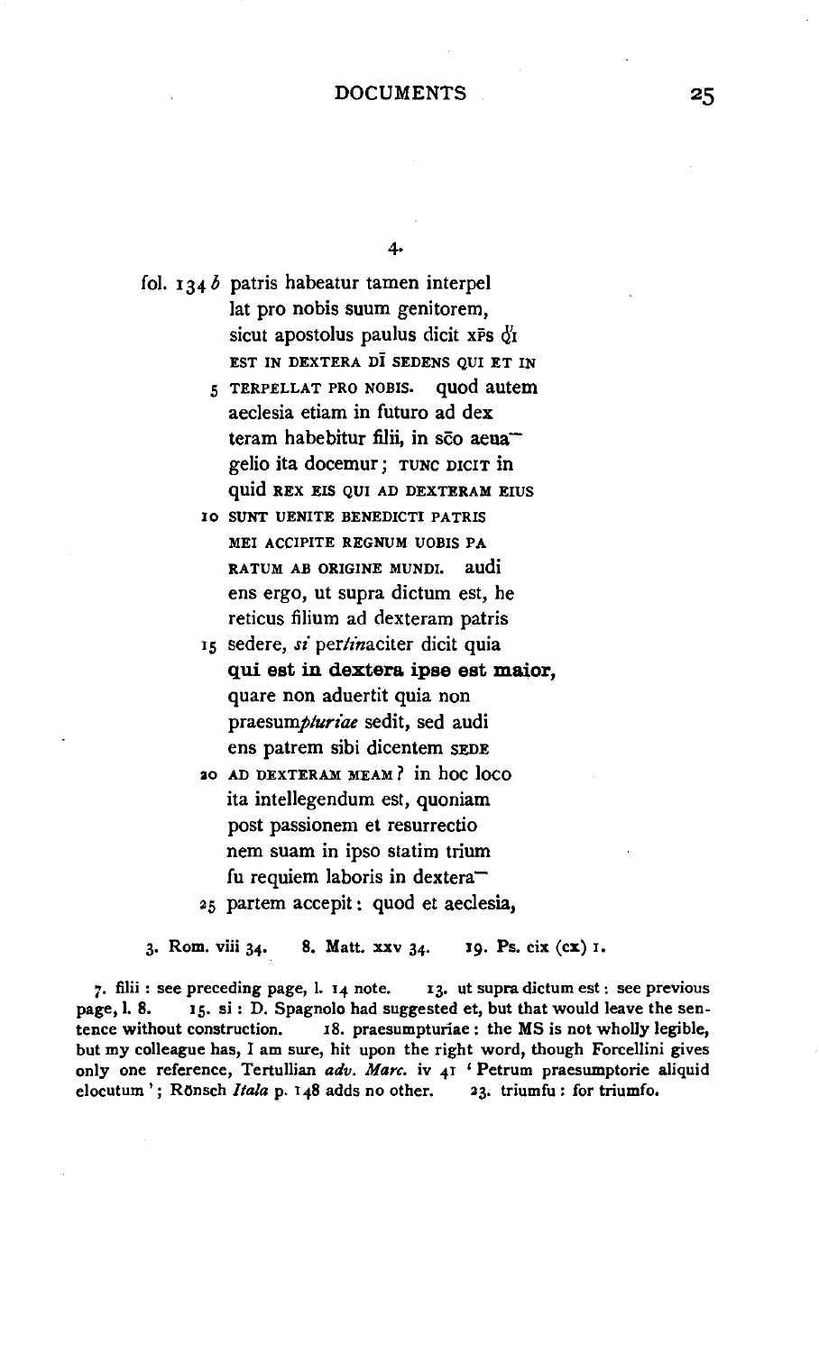4.

fol. 134 *b* patris habeatur tamen interpel
lat pro nobis suum genitorem,
sicut apostolus paulus dicit xp̄s q̄i
EST IN DEXTERA D̄I SEDENS QUI ET IN
5 TERPELLAT PRO NOBIS. quod autem
aeclesia etiam in futuro ad dex
teram habebitur filii, in sc̄o aeua-
gelio ita docemur; TUNC DICIT in
quid REX EIS QUI AD DEXTERAM EIUS
10 SUNT UENITE BENEDICTI PATRIS
MEI ACCIPITE REGNUM UOBIS PA
RATUM AB ORIGINE MUNDI. audi
ens ergo, ut supra dictum est, he
reticus filium ad dexteram patris
15 sedere, *si* per*tin*aciter dicit quia
**qui est in dextera ipse est maior,**
quare non aduertit quia non
praesum*pturiae* sedit, sed audi
ens patrem sibi dicentem SEDE
20 AD DEXTERAM MEAM? in hoc loco
ita intellegendum est, quoniam
post passionem et resurrectio
nem suam in ipso statim trium
fu requiem laboris in dextera-
25 partem accepit: quod et aeclesia,

3. Rom. viii 34. 8. Matt. xxv 34. 19. Ps. cix (cx) 1.

7. filii: see preceding page, l. 14 note. 13. ut supra dictum est: see previous page, l. 8. 15. si: D. Spagnolo had suggested et, but that would leave the sentence without construction. 18. praesumpturiae: the MS is not wholly legible, but my colleague has, I am sure, hit upon the right word, though Forcellini gives only one reference, Tertullian *adv. Marc.* iv 41 'Petrum praesumptorie aliquid elocutum'; Rönsch *Itala* p. 148 adds no other. 23. triumfu: for triumfo.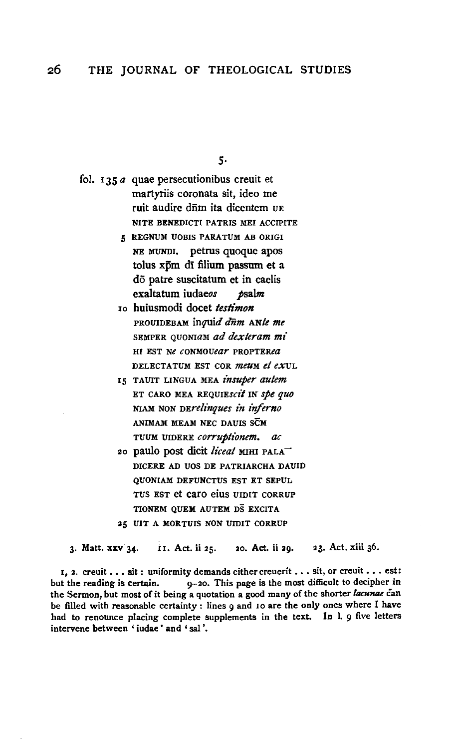5.

fol. 135 *a* quae persecutionibus creuit et
martyriis coronata sit, ideo me
ruit audire dn̄m ita dicentem UE
NITE BENEDICTI PATRIS MEI ACCIPITE
5 REGNUM UOBIS PARATUM AB ORIGI
NE MUNDI. petrus quoque apos
tolus xp̄m dī filium passum et a
dō patre suscitatum et in caelis
exaltatum iudae*os* *psalm*
10 huiusmodi docet *testimon*
PROUIDEBAM in*quid dn̄m* AN*te me*
SEMPER QUONI*am* *ad dexteram mi*
HI EST N*e* *c*ONMOU*ear* PROPTER*ea*
DELECTATUM EST COR *meum et ex*UL
15 TAUIT LINGUA MEA *insuper autem*
ET CARO MEA REQUIE*scit* IN *spe quo*
NIAM NON DE*relinques in inferno*
ANIMAM MEAM NEC DAUIS SC̄M
TUUM UIDERE *corruptionem.* *ac*
20 paulo post dicit *liceat* MIHI PALA–
DICERE AD UOS DE PATRIARCHA DAUID
QUONIAM DEFUNCTUS EST ET SEPUL
TUS EST et caro eius UIDIT CORRUP
TIONEM QUEM AUTEM DS̄ EXCITA
25 UIT A MORTUIS NON UIDIT CORRUP

3. Matt. xxv 34. 11. Act. ii 25. 20. Act. ii 29. 23. Act. xiii 36.

1, 2. creuit . . . sit: uniformity demands either creuerit . . . sit, or creuit . . . est: but the reading is certain. 9–20. This page is the most difficult to decipher in the Sermon, but most of it being a quotation a good many of the shorter *lacunae* can be filled with reasonable certainty: lines 9 and 10 are the only ones where I have had to renounce placing complete supplements in the text. In l. 9 five letters intervene between 'iudae' and 'sal'.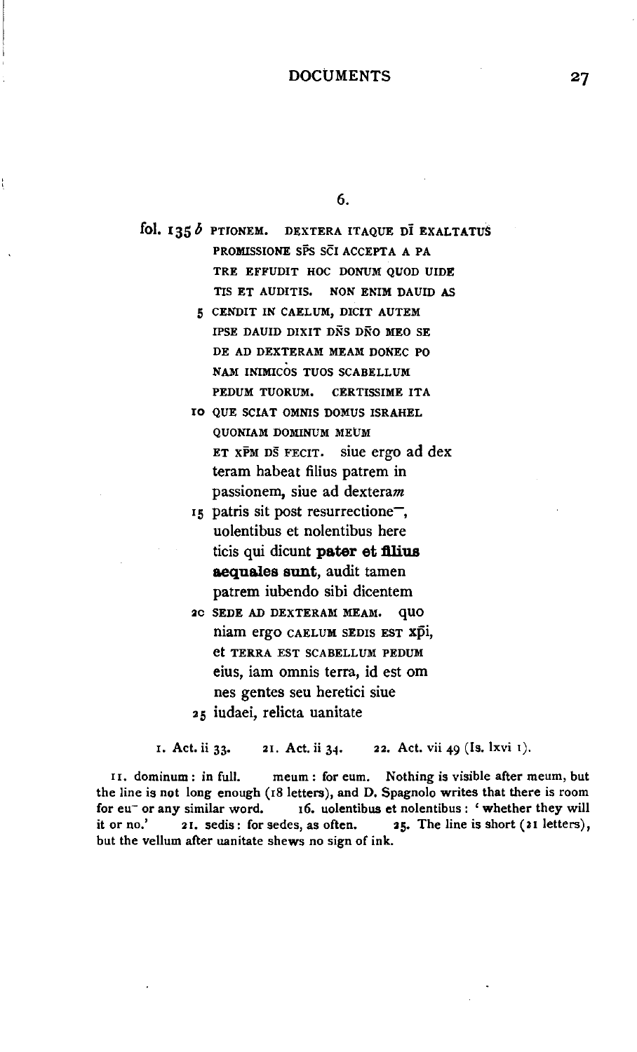6.

fol. 135 *b* PTIONEM. DEXTERA ITAQUE DĪ EXALTATUS
PROMISSIONE SPS SCĪ ACCEPTA A PA
TRE EFFUDIT HOC DONUM QUOD UIDE
TIS ET AUDITIS. NON ENIM DAUID AS
5 CENDIT IN CAELUM, DICIT AUTEM
IPSE DAUID DIXIT DÑS DÑO MEO SE
DE AD DEXTERAM MEAM DONEC PO
NAM INIMICOS TUOS SCABELLUM
PEDUM TUORUM. CERTISSIME ITA
10 QUE SCIAT OMNIS DOMUS ISRAHEL
QUONIAM DOMINUM MEUM
ET XPM DS FECIT. siue ergo ad dex
teram habeat filius patrem in
passionem, siue ad dextera*m*
15 patris sit post resurrectione‾,
uolentibus et nolentibus here
ticis qui dicunt **pater et filius**
**aequales sunt**, audit tamen
patrem iubendo sibi dicentem
20 SEDE AD DEXTERAM MEAM. quo
niam ergo CAELUM SEDIS EST xpi,
et TERRA EST SCABELLUM PEDUM
eius, iam omnis terra, id est om
nes gentes seu heretici siue
25 iudaei, relicta uanitate

1. Act. ii 33. 21. Act. ii 34. 22. Act. vii 49 (Is. lxvi 1).

11. dominum: in full. meum: for eum. Nothing is visible after meum, but the line is not long enough (18 letters), and D. Spagnolo writes that there is room for eu‾ or any similar word. 16. uolentibus et nolentibus: 'whether they will it or no.' 21. sedis: for sedes, as often. 25. The line is short (21 letters), but the vellum after uanitate shews no sign of ink.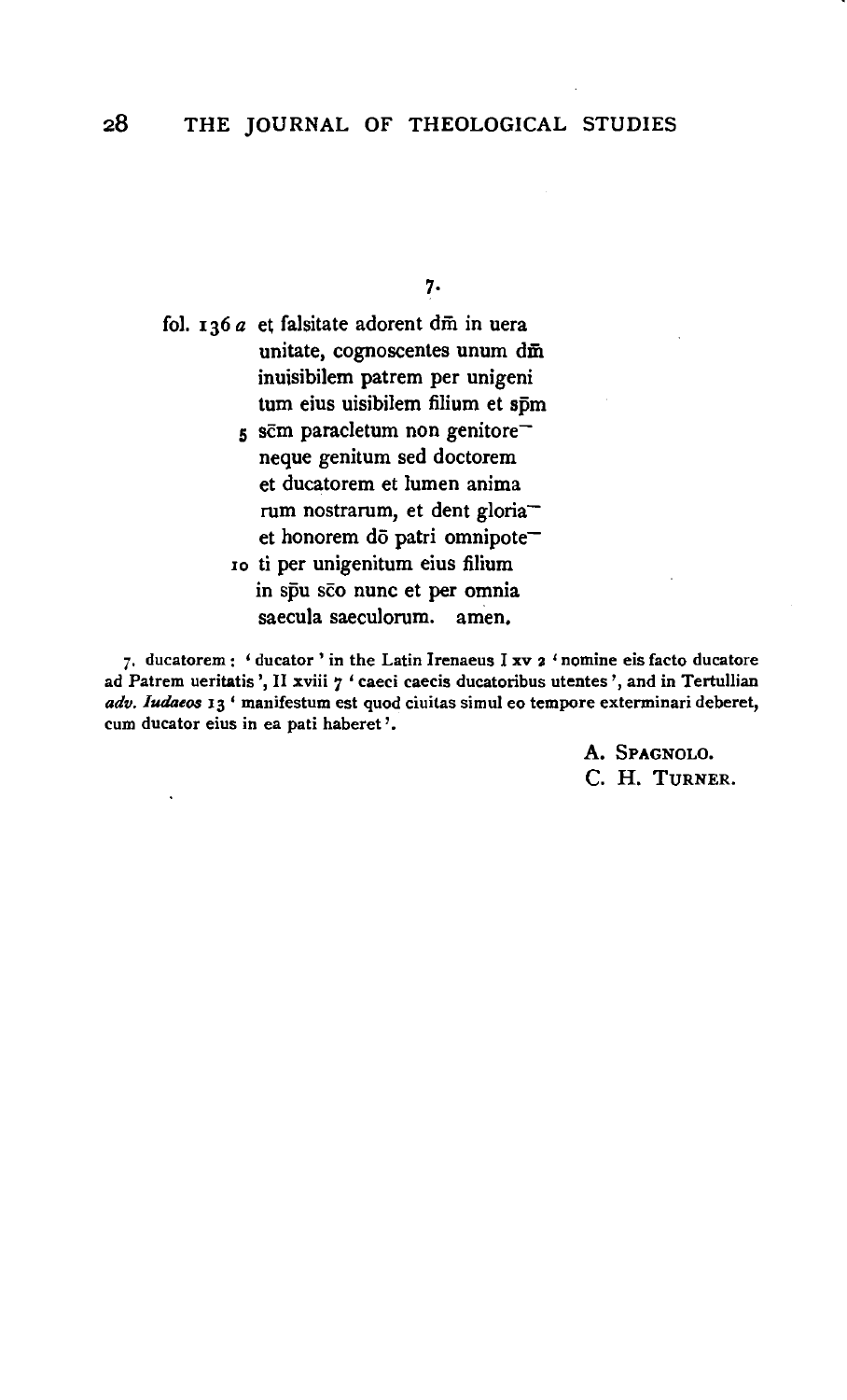7.

fol. 136 *a* et falsitate adorent dm̄ in uera
unitate, cognoscentes unum dm̄
inuisibilem patrem per unigeni
tum eius uisibilem filium et sp̄m
5 sc̄m paracletum non genitore‾
neque genitum sed doctorem
et ducatorem et lumen anima
rum nostrarum, et dent gloria‾
et honorem dō patri omnipote‾
10 ti per unigenitum eius filium
in sp̄u sc̄o nunc et per omnia
saecula saeculorum. amen.

7. ducatorem: 'ducator' in the Latin Irenaeus I xv 2 'nomine eis facto ducatore ad Patrem ueritatis', II xviii 7 'caeci caecis ducatoribus utentes', and in Tertullian *adv. Iudaeos* 13 'manifestum est quod ciuitas simul eo tempore exterminari deberet, cum ducator eius in ea pati haberet'.

A. SPAGNOLO.
C. H. TURNER.